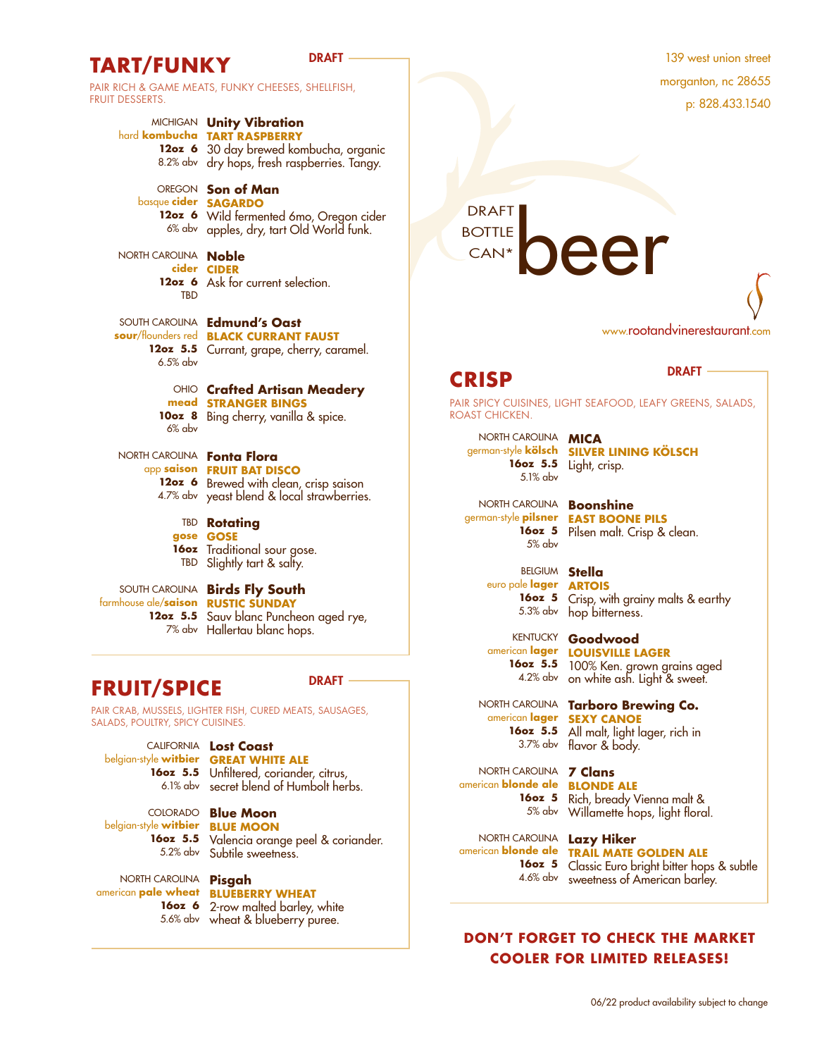139 west union street
morganton, nc 28655
p: 828.433.1540

DRAFT
BOTTLE
CAN*

# beer

www.rootandvinerestaurant.com

## TART/FUNKY

DRAFT

PAIR RICH & GAME MEATS, FUNKY CHEESES, SHELLFISH, FRUIT DESSERTS.

MICHIGAN
hard **kombucha**
**12oz 6**
8.2% abv
**Unity Vibration**
**TART RASPBERRY**
30 day brewed kombucha, organic dry hops, fresh raspberries. Tangy.

OREGON
basque **cider**
**12oz 6**
6% abv
**Son of Man**
**SAGARDO**
Wild fermented 6mo, Oregon cider apples, dry, tart Old World funk.

NORTH CAROLINA
**cider**
**12oz 6**
TBD
**Noble**
**CIDER**
Ask for current selection.

SOUTH CAROLINA
**sour**/flounders red
**12oz 5.5**
6.5% abv
**Edmund's Oast**
**BLACK CURRANT FAUST**
Currant, grape, cherry, caramel.

OHIO
**mead**
**10oz 8**
6% abv
**Crafted Artisan Meadery**
**STRANGER BINGS**
Bing cherry, vanilla & spice.

NORTH CAROLINA
app **saison**
**12oz 6**
4.7% abv
**Fonta Flora**
**FRUIT BAT DISCO**
Brewed with clean, crisp saison yeast blend & local strawberries.

TBD
**gose**
**16oz**
TBD
**Rotating**
**GOSE**
Traditional sour gose. Slightly tart & salty.

SOUTH CAROLINA
farmhouse ale/**saison**
**12oz 5.5**
7% abv
**Birds Fly South**
**RUSTIC SUNDAY**
Sauv blanc Puncheon aged rye, Hallertau blanc hops.

## FRUIT/SPICE

DRAFT

PAIR CRAB, MUSSELS, LIGHTER FISH, CURED MEATS, SAUSAGES, SALADS, POULTRY, SPICY CUISINES.

CALIFORNIA
belgian-style **witbier**
**16oz 5.5**
6.1% abv
**Lost Coast**
**GREAT WHITE ALE**
Unfiltered, coriander, citrus, secret blend of Humbolt herbs.

COLORADO
belgian-style **witbier**
**16oz 5.5**
5.2% abv
**Blue Moon**
**BLUE MOON**
Valencia orange peel & coriander. Subtile sweetness.

NORTH CAROLINA
american **pale wheat**
**16oz 6**
5.6% abv
**Pisgah**
**BLUEBERRY WHEAT**
2-row malted barley, white wheat & blueberry puree.

## CRISP

DRAFT

PAIR SPICY CUISINES, LIGHT SEAFOOD, LEAFY GREENS, SALADS, ROAST CHICKEN.

NORTH CAROLINA
german-style **kölsch**
**16oz 5.5**
5.1% abv
**MICA**
**SILVER LINING KÖLSCH**
Light, crisp.

NORTH CAROLINA
german-style **pilsner**
**16oz 5**
5% abv
**Boonshine**
**EAST BOONE PILS**
Pilsen malt. Crisp & clean.

BELGIUM
euro pale **lager**
**16oz 5**
5.3% abv
**Stella**
**ARTOIS**
Crisp, with grainy malts & earthy hop bitterness.

KENTUCKY
american **lager**
**16oz 5.5**
4.2% abv
**Goodwood**
**LOUISVILLE LAGER**
100% Ken. grown grains aged on white ash. Light & sweet.

NORTH CAROLINA
american **lager**
**16oz 5.5**
3.7% abv
**Tarboro Brewing Co.**
**SEXY CANOE**
All malt, light lager, rich in flavor & body.

NORTH CAROLINA
american **blonde ale**
**16oz 5**
5% abv
**7 Clans**
**BLONDE ALE**
Rich, bready Vienna malt & Willamette hops, light floral.

NORTH CAROLINA
american **blonde ale**
**16oz 5**
4.6% abv
**Lazy Hiker**
**TRAIL MATE GOLDEN ALE**
Classic Euro bright bitter hops & subtle sweetness of American barley.

**DON'T FORGET TO CHECK THE MARKET COOLER FOR LIMITED RELEASES!**

06/22 product availability subject to change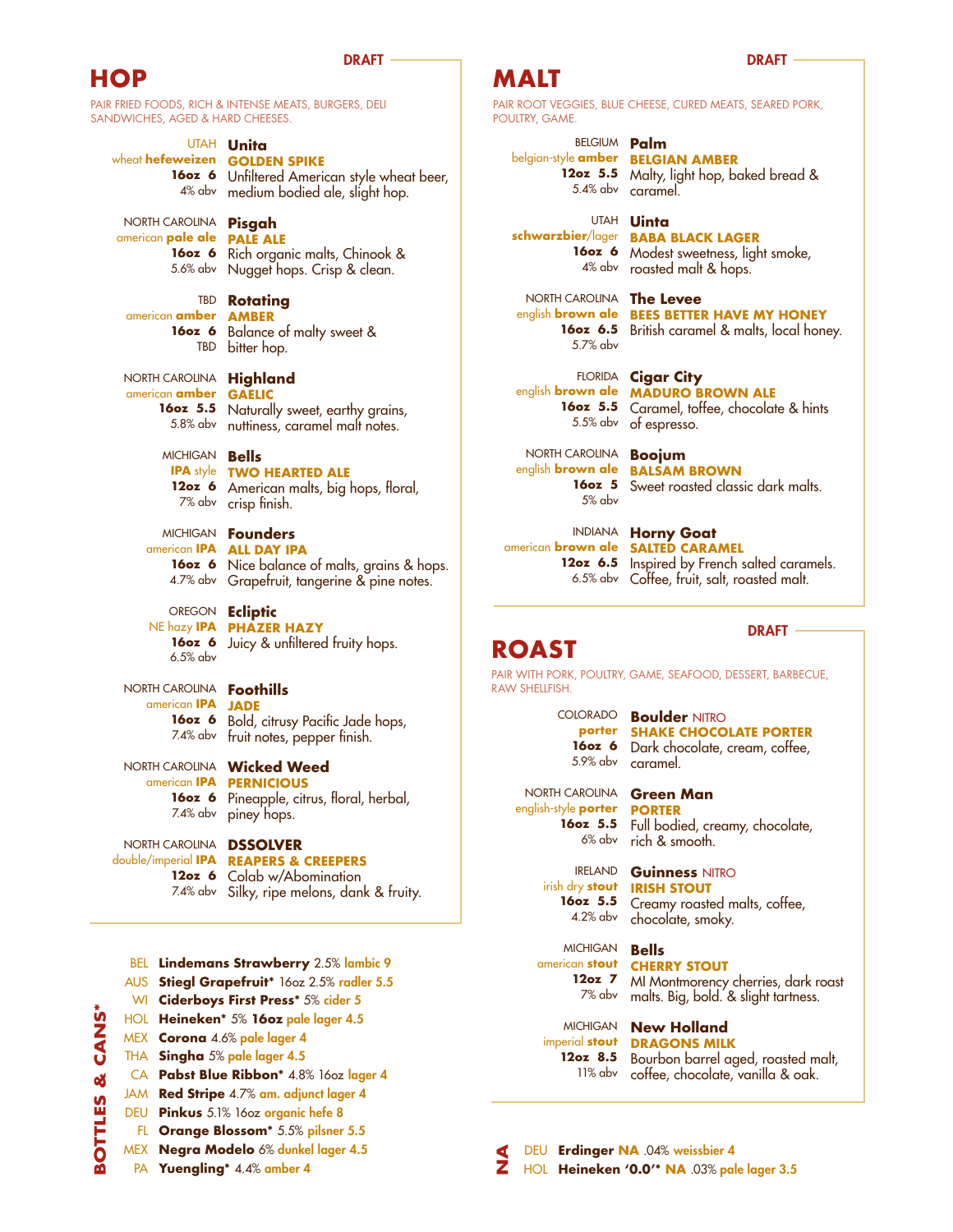## HOP

DRAFT

PAIR FRIED FOODS, RICH & INTENSE MEATS, BURGERS, DELI SANDWICHES, AGED & HARD CHEESES.

UTAH
wheat **hefeweizen**
**16oz 6**
4% abv
**Unita**
**GOLDEN SPIKE**
Unfiltered American style wheat beer, medium bodied ale, slight hop.

NORTH CAROLINA
american **pale ale**
**16oz 6**
5.6% abv
**Pisgah**
**PALE ALE**
Rich organic malts, Chinook & Nugget hops. Crisp & clean.

TBD
american **amber**
**16oz 6**
TBD
**Rotating**
**AMBER**
Balance of malty sweet & bitter hop.

NORTH CAROLINA
american **amber**
**16oz 5.5**
5.8% abv
**Highland**
**GAELIC**
Naturally sweet, earthy grains, nuttiness, caramel malt notes.

MICHIGAN
**IPA** style
**12oz 6**
7% abv
**Bells**
**TWO HEARTED ALE**
American malts, big hops, floral, crisp finish.

MICHIGAN
american **IPA**
**16oz 6**
4.7% abv
**Founders**
**ALL DAY IPA**
Nice balance of malts, grains & hops. Grapefruit, tangerine & pine notes.

OREGON
NE hazy **IPA**
**16oz 6**
6.5% abv
**Ecliptic**
**PHAZER HAZY**
Juicy & unfiltered fruity hops.

NORTH CAROLINA
american **IPA**
**16oz 6**
7.4% abv
**Foothills**
**JADE**
Bold, citrusy Pacific Jade hops, fruit notes, pepper finish.

NORTH CAROLINA
american **IPA**
**16oz 6**
7.4% abv
**Wicked Weed**
**PERNICIOUS**
Pineapple, citrus, floral, herbal, piney hops.

NORTH CAROLINA
double/imperial **IPA**
**12oz 6**
7.4% abv
**DSSOLVER**
**REAPERS & CREEPERS**
Colab w/Abomination
Silky, ripe melons, dank & fruity.

## BOTTLES & CANS*

- BEL **Lindemans Strawberry** 2.5% lambic 9
- AUS **Stiegl Grapefruit*** 16oz 2.5% radler 5.5
- WI **Ciderboys First Press*** 5% cider 5
- HOL **Heineken*** 5% **16oz** pale lager 4.5
- MEX **Corona** 4.6% pale lager 4
- THA **Singha** 5% pale lager 4.5
- CA **Pabst Blue Ribbon*** 4.8% 16oz lager 4
- JAM **Red Stripe** 4.7% am. adjunct lager 4
- DEU **Pinkus** 5.1% 16oz organic hefe 8
- FL **Orange Blossom*** 5.5% pilsner 5.5
- MEX **Negra Modelo** 6% dunkel lager 4.5
- PA **Yuengling*** 4.4% amber 4

## MALT

DRAFT

PAIR ROOT VEGGIES, BLUE CHEESE, CURED MEATS, SEARED PORK, POULTRY, GAME.

BELGIUM
belgian-style **amber**
**12oz 5.5**
5.4% abv
**Palm**
**BELGIAN AMBER**
Malty, light hop, baked bread & caramel.

UTAH
**schwarzbier**/lager
**16oz 6**
4% abv
**Uinta**
**BABA BLACK LAGER**
Modest sweetness, light smoke, roasted malt & hops.

NORTH CAROLINA
english **brown ale**
**16oz 6.5**
5.7% abv
**The Levee**
**BEES BETTER HAVE MY HONEY**
British caramel & malts, local honey.

FLORIDA
english **brown ale**
**16oz 5.5**
5.5% abv
**Cigar City**
**MADURO BROWN ALE**
Caramel, toffee, chocolate & hints of espresso.

NORTH CAROLINA
english **brown ale**
**16oz 5**
5% abv
**Boojum**
**BALSAM BROWN**
Sweet roasted classic dark malts.

INDIANA
american **brown ale**
**12oz 6.5**
6.5% abv
**Horny Goat**
**SALTED CARAMEL**
Inspired by French salted caramels. Coffee, fruit, salt, roasted malt.

## ROAST

DRAFT

PAIR WITH PORK, POULTRY, GAME, SEAFOOD, DESSERT, BARBECUE, RAW SHELLFISH.

COLORADO
**porter**
**16oz 6**
5.9% abv
**Boulder** NITRO
**SHAKE CHOCOLATE PORTER**
Dark chocolate, cream, coffee, caramel.

NORTH CAROLINA
english-style **porter**
**16oz 5.5**
6% abv
**Green Man**
**PORTER**
Full bodied, creamy, chocolate, rich & smooth.

IRELAND
irish dry **stout**
**16oz 5.5**
4.2% abv
**Guinness** NITRO
**IRISH STOUT**
Creamy roasted malts, coffee, chocolate, smoky.

MICHIGAN
american **stout**
**12oz 7**
7% abv
**Bells**
**CHERRY STOUT**
MI Montmorency cherries, dark roast malts. Big, bold. & slight tartness.

MICHIGAN
imperial **stout**
**12oz 8.5**
11% abv
**New Holland**
**DRAGONS MILK**
Bourbon barrel aged, roasted malt, coffee, chocolate, vanilla & oak.

## NA

- DEU **Erdinger NA** .04% weissbier 4
- HOL **Heineken '0.0'* NA** .03% pale lager 3.5